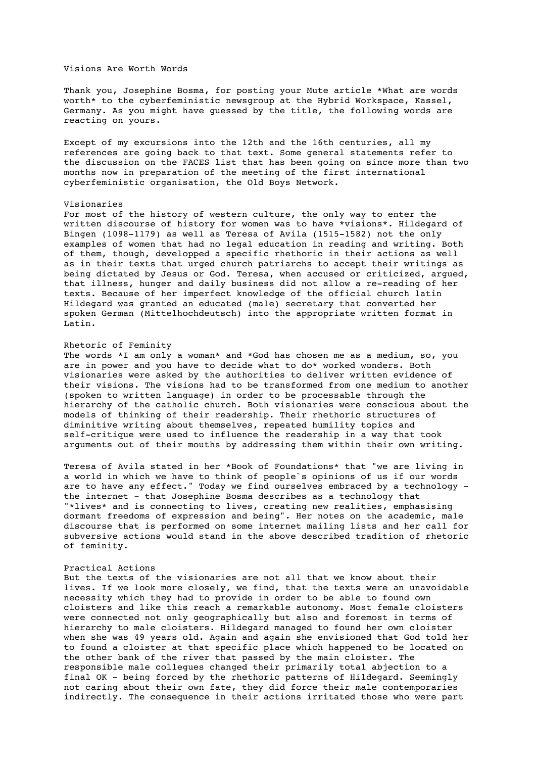# Visions Are Worth Words

Thank you, Josephine Bosma, for posting your Mute article *What are words worth* to the cyberfeministic newsgroup at the Hybrid Workspace, Kassel, Germany. As you might have guessed by the title, the following words are reacting on yours.

Except of my excursions into the 12th and the 16th centuries, all my references are going back to that text. Some general statements refer to the discussion on the FACES list that has been going on since more than two months now in preparation of the meeting of the first international cyberfeministic organisation, the Old Boys Network.

## Visionaries

For most of the history of western culture, the only way to enter the written discourse of history for women was to have *visions*. Hildegard of Bingen (1098-1179) as well as Teresa of Avila (1515-1582) not the only examples of women that had no legal education in reading and writing. Both of them, though, developped a specific rhetoric in their actions as well as in their texts that urged church patriarchs to accept their writings as being dictated by Jesus or God. Teresa, when accused or criticized, argued, that illness, hunger and daily business did not allow a re-reading of her texts. Because of her imperfect knowledge of the official church latin Hildegard was granted an educated (male) secretary that converted her spoken German (Mittelhochdeutsch) into the appropriate written format in Latin.

## Rhetoric of Feminity

The words *I am only a woman* and *God has chosen me as a medium, so, you are in power and you have to decide what to do* worked wonders. Both visionaries were asked by the authorities to deliver written evidence of their visions. The visions had to be transformed from one medium to another (spoken to written language) in order to be processable through the hierarchy of the catholic church. Both visionaries were conscious about the models of thinking of their readership. Their rhethoric structures of diminitive writing about themselves, repeated humility topics and self-critique were used to influence the readership in a way that took arguments out of their mouths by addressing them within their own writing.

Teresa of Avila stated in her *Book of Foundations* that "we are living in a world in which we have to think of people`s opinions of us if our words are to have any effect." Today we find ourselves embraced by a technology - the internet - that Josephine Bosma describes as a technology that "*lives* and is connecting to lives, creating new realities, emphasising dormant freedoms of expression and being". Her notes on the academic, male discourse that is performed on some internet mailing lists and her call for subversive actions would stand in the above described tradition of rhetoric of feminity.

## Practical Actions

But the texts of the visionaries are not all that we know about their lives. If we look more closely, we find, that the texts were an unavoidable necessity which they had to provide in order to be able to found own cloisters and like this reach a remarkable autonomy. Most female cloisters were connected not only geographically but also and foremost in terms of hierarchy to male cloisters. Hildegard managed to found her own cloister when she was 49 years old. Again and again she envisioned that God told her to found a cloister at that specific place which happened to be located on the other bank of the river that passed by the main cloister. The responsible male collegues changed their primarily total abjection to a final OK - being forced by the rhetoric patterns of Hildegard. Seemingly not caring about their own fate, they did force their male contemporaries indirectly. The consequence in their actions irritated those who were part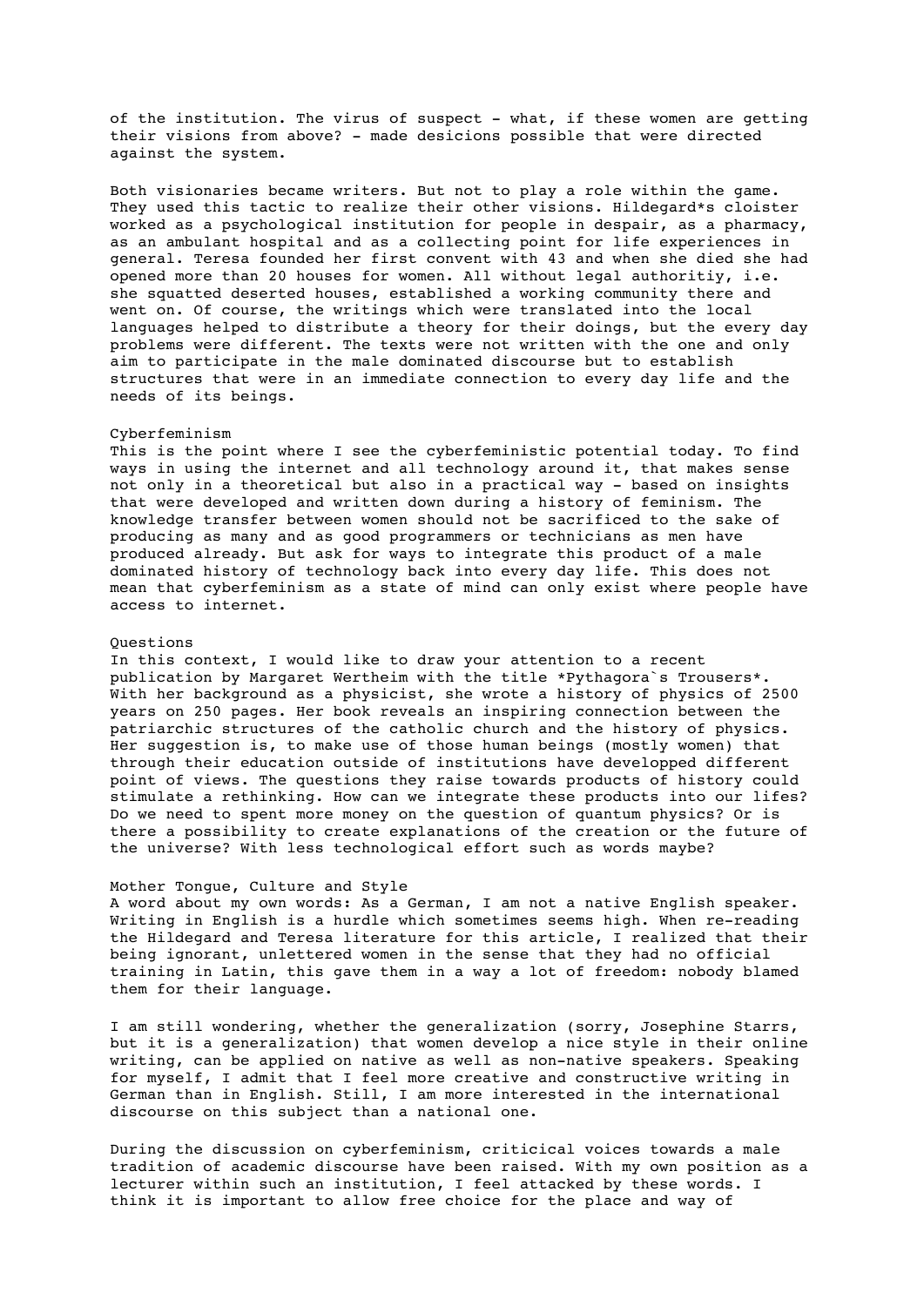of the institution. The virus of suspect - what, if these women are getting their visions from above? - made desicions possible that were directed against the system.

Both visionaries became writers. But not to play a role within the game. They used this tactic to realize their other visions. Hildegard*s cloister worked as a psychological institution for people in despair, as a pharmacy, as an ambulant hospital and as a collecting point for life experiences in general. Teresa founded her first convent with 43 and when she died she had opened more than 20 houses for women. All without legal authoritiy, i.e. she squatted deserted houses, established a working community there and went on. Of course, the writings which were translated into the local languages helped to distribute a theory for their doings, but the every day problems were different. The texts were not written with the one and only aim to participate in the male dominated discourse but to establish structures that were in an immediate connection to every day life and the needs of its beings.

## Cyberfeminism

This is the point where I see the cyberfeministic potential today. To find ways in using the internet and all technology around it, that makes sense not only in a theoretical but also in a practical way - based on insights that were developed and written down during a history of feminism. The knowledge transfer between women should not be sacrificed to the sake of producing as many and as good programmers or technicians as men have produced already. But ask for ways to integrate this product of a male dominated history of technology back into every day life. This does not mean that cyberfeminism as a state of mind can only exist where people have access to internet.

## Questions

In this context, I would like to draw your attention to a recent publication by Margaret Wertheim with the title *Pythagora`s Trousers*. With her background as a physicist, she wrote a history of physics of 2500 years on 250 pages. Her book reveals an inspiring connection between the patriarchic structures of the catholic church and the history of physics. Her suggestion is, to make use of those human beings (mostly women) that through their education outside of institutions have developped different point of views. The questions they raise towards products of history could stimulate a rethinking. How can we integrate these products into our lifes? Do we need to spent more money on the question of quantum physics? Or is there a possibility to create explanations of the creation or the future of the universe? With less technological effort such as words maybe?

## Mother Tongue, Culture and Style

A word about my own words: As a German, I am not a native English speaker. Writing in English is a hurdle which sometimes seems high. When re-reading the Hildegard and Teresa literature for this article, I realized that their being ignorant, unlettered women in the sense that they had no official training in Latin, this gave them in a way a lot of freedom: nobody blamed them for their language.

I am still wondering, whether the generalization (sorry, Josephine Starrs, but it is a generalization) that women develop a nice style in their online writing, can be applied on native as well as non-native speakers. Speaking for myself, I admit that I feel more creative and constructive writing in German than in English. Still, I am more interested in the international discourse on this subject than a national one.

During the discussion on cyberfeminism, criticical voices towards a male tradition of academic discourse have been raised. With my own position as a lecturer within such an institution, I feel attacked by these words. I think it is important to allow free choice for the place and way of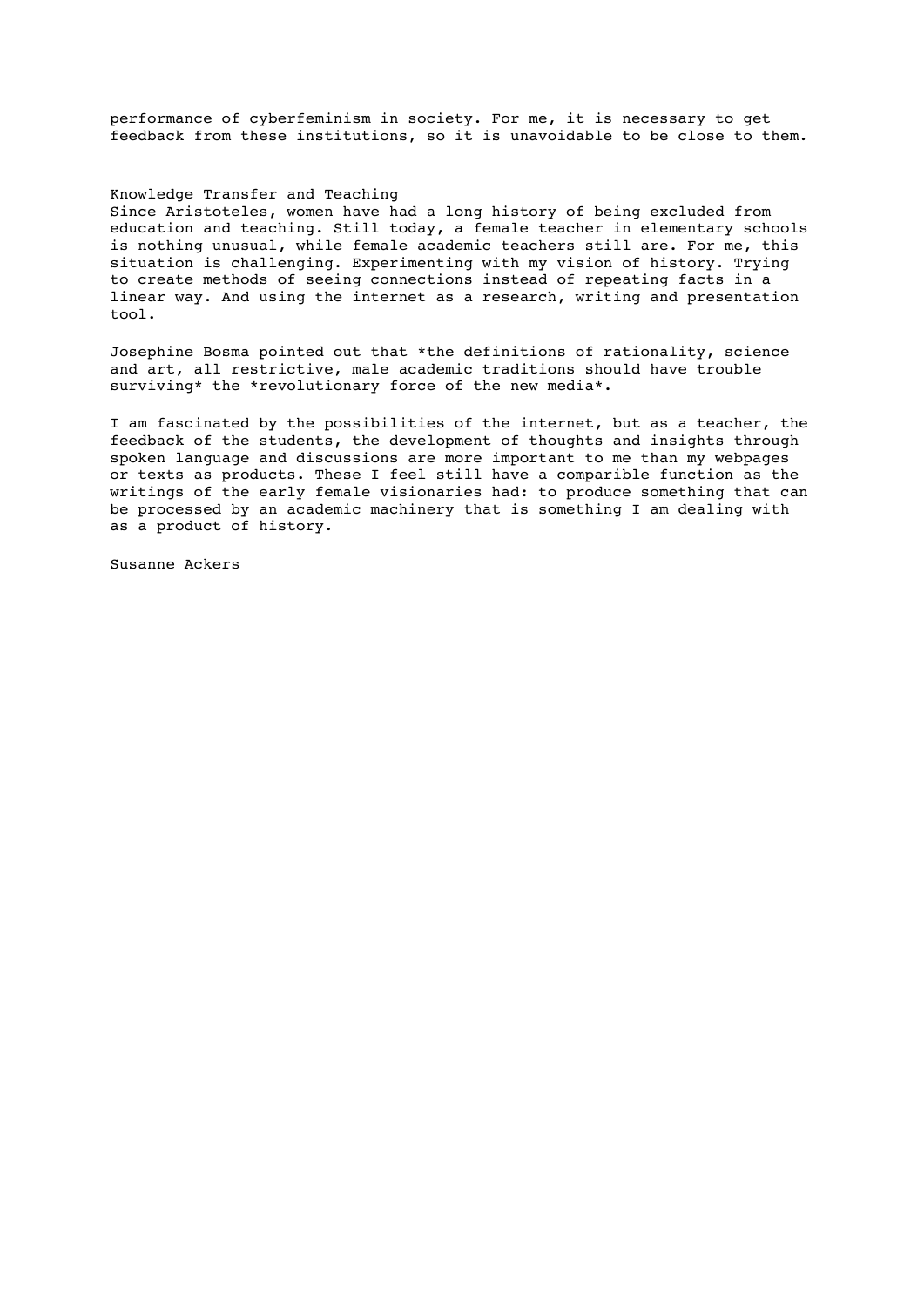performance of cyberfeminism in society. For me, it is necessary to get feedback from these institutions, so it is unavoidable to be close to them.

## Knowledge Transfer and Teaching

Since Aristoteles, women have had a long history of being excluded from education and teaching. Still today, a female teacher in elementary schools is nothing unusual, while female academic teachers still are. For me, this situation is challenging. Experimenting with my vision of history. Trying to create methods of seeing connections instead of repeating facts in a linear way. And using the internet as a research, writing and presentation tool.

Josephine Bosma pointed out that *the definitions of rationality, science and art, all restrictive, male academic traditions should have trouble surviving* the *revolutionary force of the new media*.

I am fascinated by the possibilities of the internet, but as a teacher, the feedback of the students, the development of thoughts and insights through spoken language and discussions are more important to me than my webpages or texts as products. These I feel still have a comparible function as the writings of the early female visionaries had: to produce something that can be processed by an academic machinery that is something I am dealing with as a product of history.

Susanne Ackers